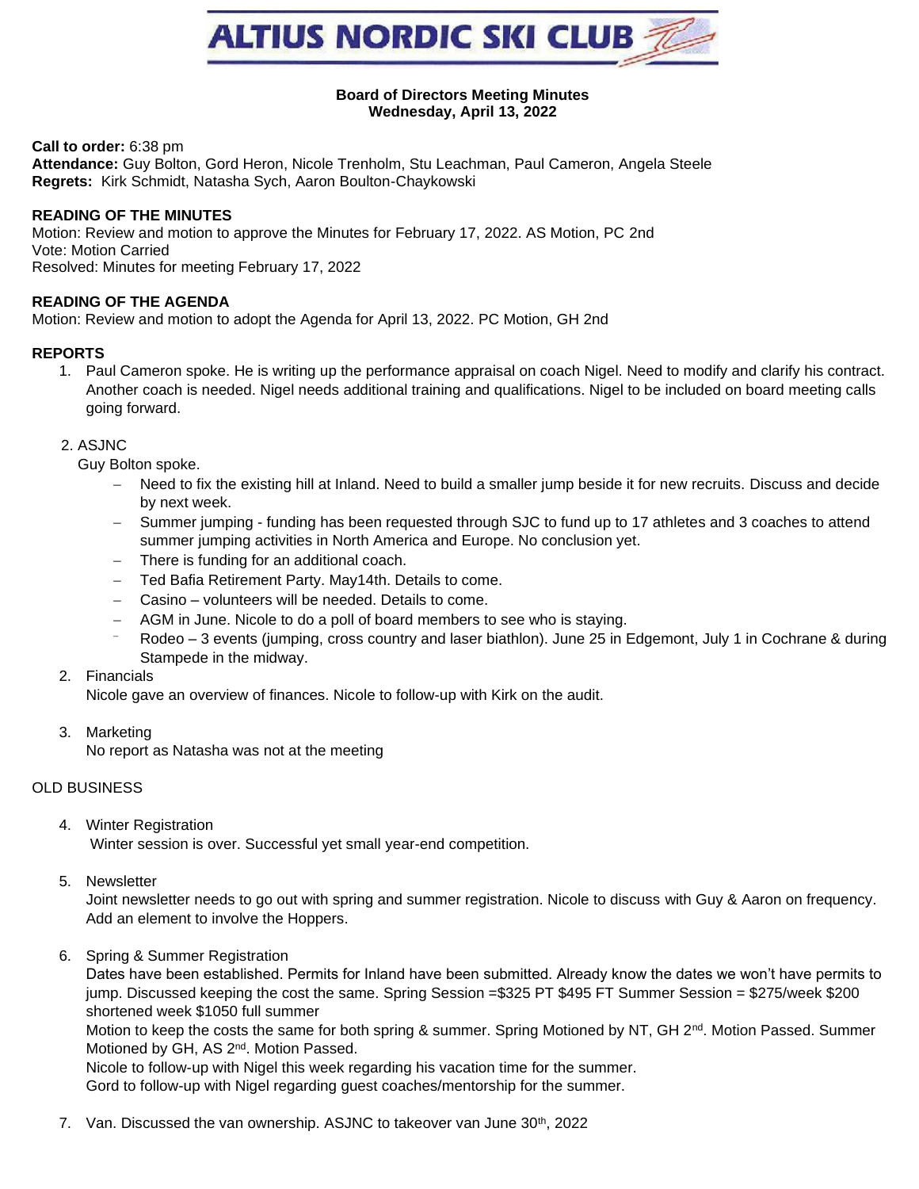# ALTIUS NORDIC SKI CLUB

**Board of Directors Meeting Minutes**
**Wednesday, April 13, 2022**

**Call to order:** 6:38 pm
**Attendance:** Guy Bolton, Gord Heron, Nicole Trenholm, Stu Leachman, Paul Cameron, Angela Steele
**Regrets:** Kirk Schmidt, Natasha Sych, Aaron Boulton-Chaykowski

**READING OF THE MINUTES**
Motion: Review and motion to approve the Minutes for February 17, 2022. AS Motion, PC 2nd
Vote: Motion Carried
Resolved: Minutes for meeting February 17, 2022

**READING OF THE AGENDA**
Motion: Review and motion to adopt the Agenda for April 13, 2022. PC Motion, GH 2nd

**REPORTS**

1. Paul Cameron spoke. He is writing up the performance appraisal on coach Nigel. Need to modify and clarify his contract. Another coach is needed. Nigel needs additional training and qualifications. Nigel to be included on board meeting calls going forward.

2. ASJNC
   Guy Bolton spoke.
   - Need to fix the existing hill at Inland. Need to build a smaller jump beside it for new recruits. Discuss and decide by next week.
   - Summer jumping - funding has been requested through SJC to fund up to 17 athletes and 3 coaches to attend summer jumping activities in North America and Europe. No conclusion yet.
   - There is funding for an additional coach.
   - Ted Bafia Retirement Party. May14th. Details to come.
   - Casino – volunteers will be needed. Details to come.
   - AGM in June. Nicole to do a poll of board members to see who is staying.
   - Rodeo – 3 events (jumping, cross country and laser biathlon). June 25 in Edgemont, July 1 in Cochrane & during Stampede in the midway.

2. Financials
   Nicole gave an overview of finances. Nicole to follow-up with Kirk on the audit.

3. Marketing
   No report as Natasha was not at the meeting

OLD BUSINESS

4. Winter Registration
   Winter session is over. Successful yet small year-end competition.

5. Newsletter
   Joint newsletter needs to go out with spring and summer registration. Nicole to discuss with Guy & Aaron on frequency. Add an element to involve the Hoppers.

6. Spring & Summer Registration
   Dates have been established. Permits for Inland have been submitted. Already know the dates we won't have permits to jump. Discussed keeping the cost the same. Spring Session =$325 PT $495 FT Summer Session = $275/week $200 shortened week $1050 full summer
   Motion to keep the costs the same for both spring & summer. Spring Motioned by NT, GH 2nd. Motion Passed. Summer Motioned by GH, AS 2nd. Motion Passed.
   Nicole to follow-up with Nigel this week regarding his vacation time for the summer.
   Gord to follow-up with Nigel regarding guest coaches/mentorship for the summer.

7. Van. Discussed the van ownership. ASJNC to takeover van June 30th, 2022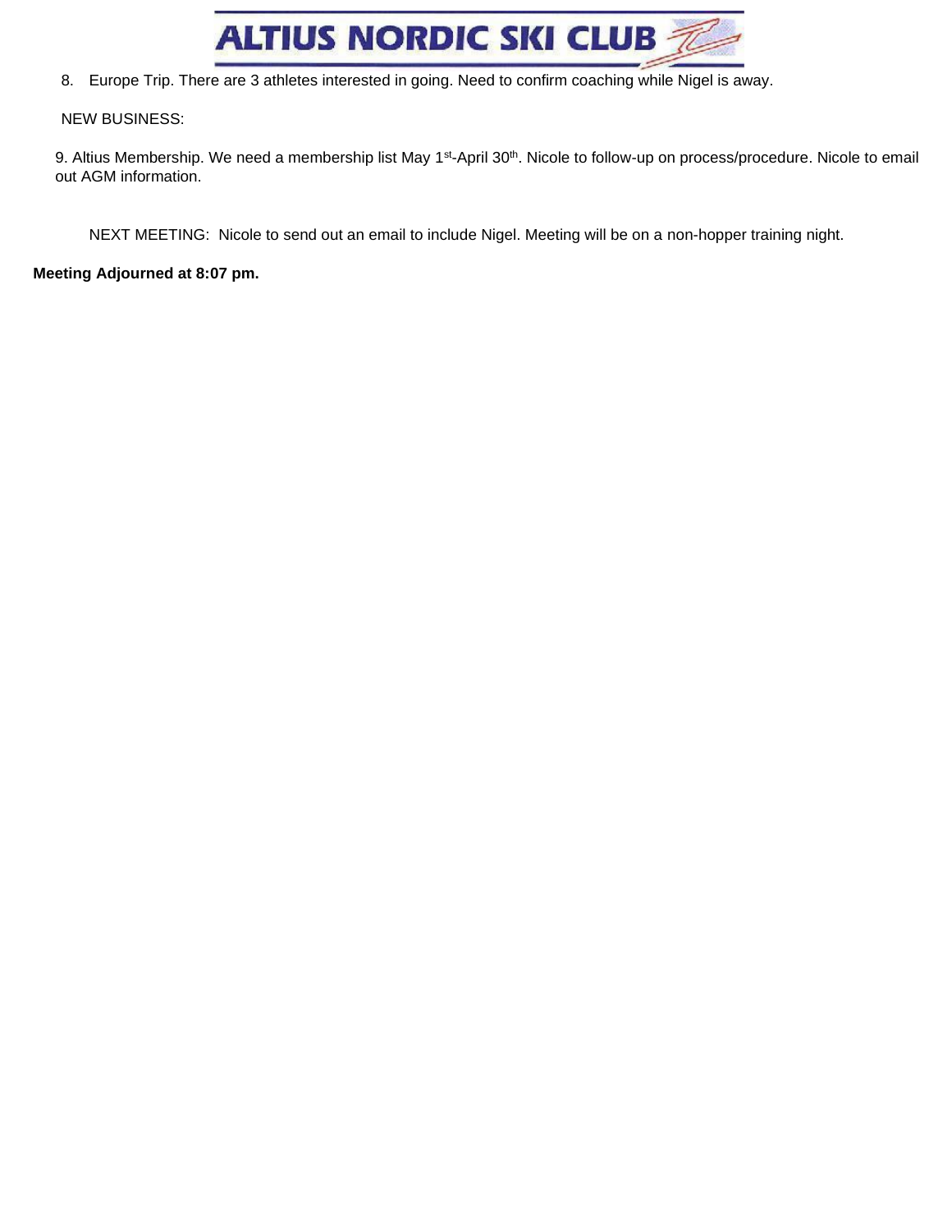8. Europe Trip. There are 3 athletes interested in going. Need to confirm coaching while Nigel is away.

NEW BUSINESS:

9. Altius Membership. We need a membership list May 1st-April 30th. Nicole to follow-up on process/procedure. Nicole to email out AGM information.

NEXT MEETING: Nicole to send out an email to include Nigel. Meeting will be on a non-hopper training night.

**Meeting Adjourned at 8:07 pm.**